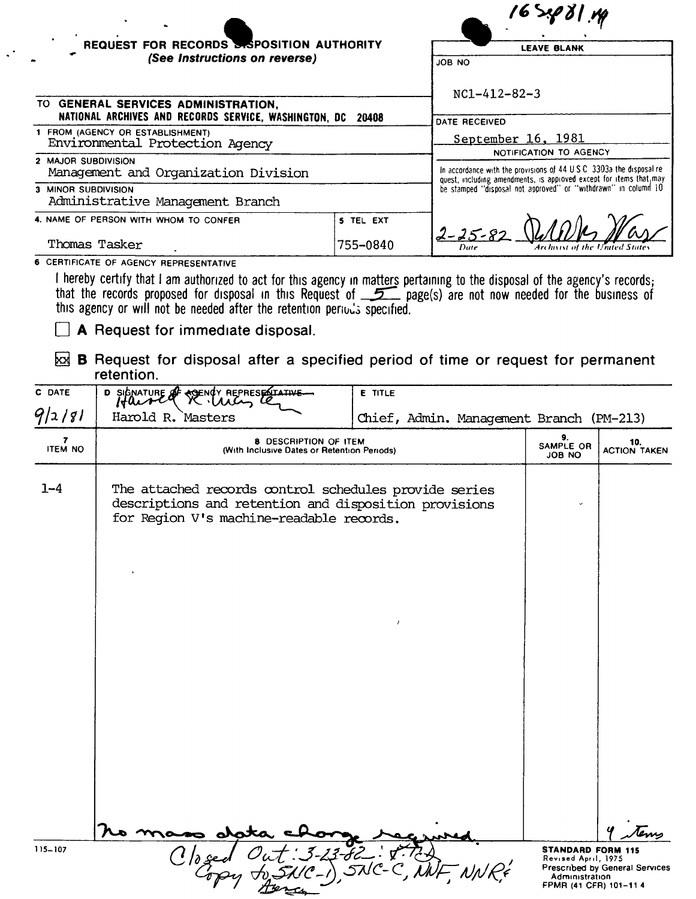16 Sep 81 ny

## REQUEST FOR RECORDS DISPOSITION AUTHORITY
*(See Instructions on reverse)*

| LEAVE BLANK |
|---|
| JOB NO NC1-412-82-3 |
| DATE RECEIVED September 16, 1981 |
| NOTIFICATION TO AGENCY |
| In accordance with the provisions of 44 U S C 3303a the disposal request, including amendments, is approved except for items that may be stamped "disposal not approved" or "withdrawn" in column 10 |
| 2-25-82 (signature) Date Archivist of the United States |

TO **GENERAL SERVICES ADMINISTRATION, NATIONAL ARCHIVES AND RECORDS SERVICE, WASHINGTON, DC 20408**

1 FROM (AGENCY OR ESTABLISHMENT)
Environmental Protection Agency

2 MAJOR SUBDIVISION
Management and Organization Division

3 MINOR SUBDIVISION
Administrative Management Branch

| 4. NAME OF PERSON WITH WHOM TO CONFER | 5 TEL EXT |
|---|---|
| Thomas Tasker | 755-0840 |

6 CERTIFICATE OF AGENCY REPRESENTATIVE

I hereby certify that I am authorized to act for this agency in matters pertaining to the disposal of the agency's records; that the records proposed for disposal in this Request of 5 page(s) are not now needed for the business of this agency or will not be needed after the retention periods specified.

☐ **A** Request for immediate disposal.

☒ **B** Request for disposal after a specified period of time or request for permanent retention.

| C DATE | D SIGNATURE OF AGENCY REPRESENTATIVE | E TITLE |
|---|---|---|
| 9/2/81 | Harold R. Masters | Chief, Admin. Management Branch (PM-213) |

| 7 ITEM NO | 8 DESCRIPTION OF ITEM (With Inclusive Dates or Retention Periods) | 9. SAMPLE OR JOB NO | 10. ACTION TAKEN |
|---|---|---|---|
| 1-4 | The attached records control schedules provide series descriptions and retention and disposition provisions for Region V's machine-readable records. | | |

No mass data change required. 4 items

Closed Out: 3-23-82
Copy to SNC-1, SNC-C, NNF, NNR & Agency

115-107

**STANDARD FORM 115**
Revised April, 1975
Prescribed by General Services Administration
FPMR (41 CFR) 101-11 4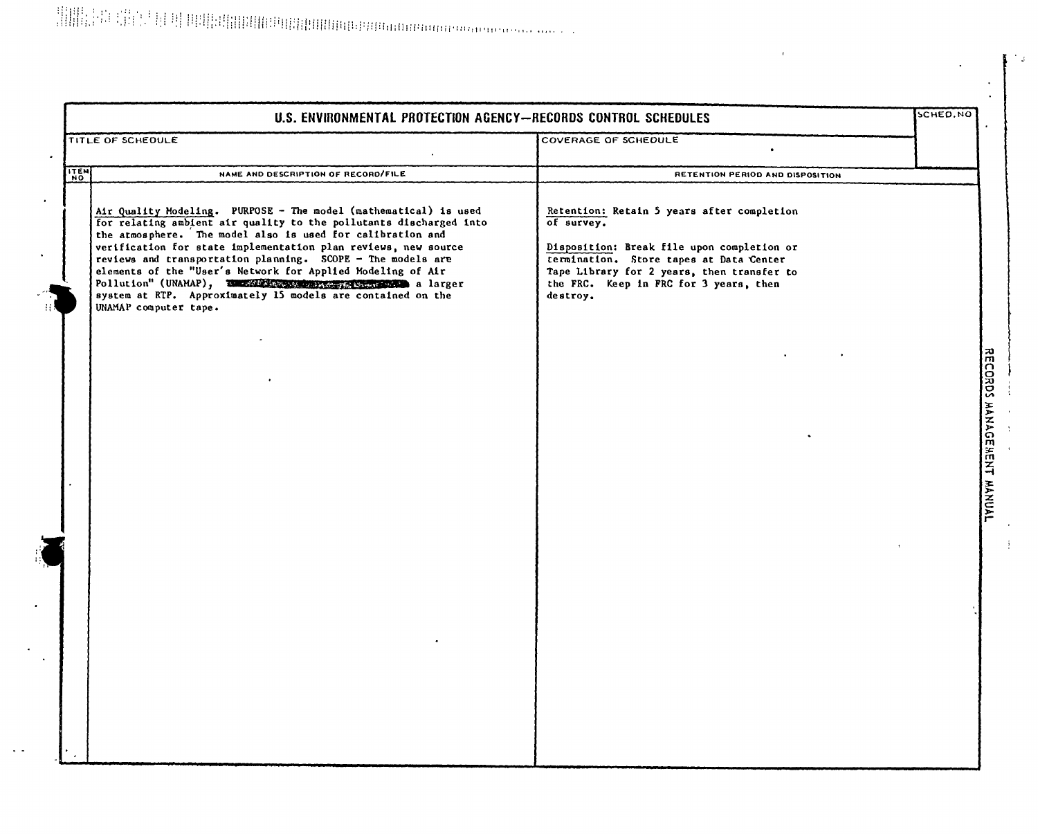# U.S. ENVIRONMENTAL PROTECTION AGENCY—RECORDS CONTROL SCHEDULES

| TITLE OF SCHEDULE | COVERAGE OF SCHEDULE | SCHED. NO |
|---|---|---|
| | | |

| ITEM NO | NAME AND DESCRIPTION OF RECORD/FILE | RETENTION PERIOD AND DISPOSITION |
|---|---|---|
| | Air Quality Modeling. PURPOSE - The model (mathematical) is used for relating ambient air quality to the pollutants discharged into the atmosphere. The model also is used for calibration and verification for state implementation plan reviews, new source reviews and transportation planning. SCOPE - The models are elements of the "User's Network for Applied Modeling of Air Pollution" (UNAMAP), [redacted] a larger system at RTP. Approximately 15 models are contained on the UNAMAP computer tape. | Retention: Retain 5 years after completion of survey.<br><br>Disposition: Break file upon completion or termination. Store tapes at Data Center Tape Library for 2 years, then transfer to the FRC. Keep in FRC for 3 years, then destroy. |

RECORDS MANAGEMENT MANUAL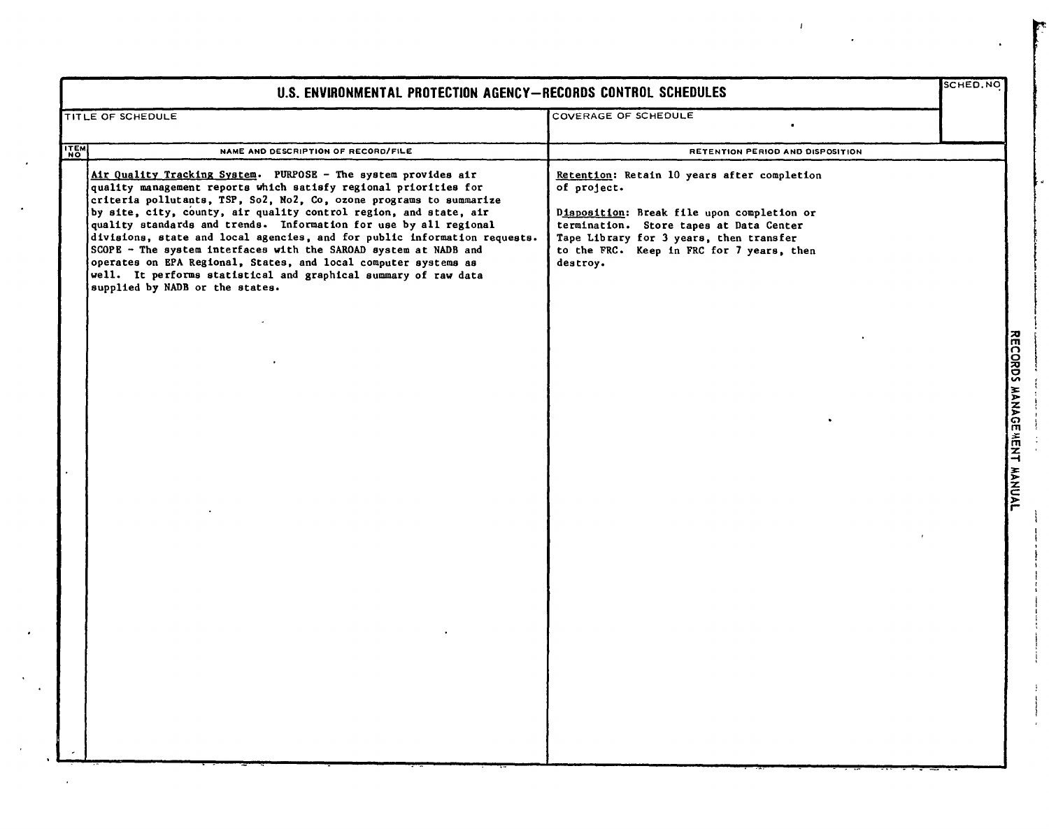# U.S. ENVIRONMENTAL PROTECTION AGENCY—RECORDS CONTROL SCHEDULES

| TITLE OF SCHEDULE | COVERAGE OF SCHEDULE | SCHED. NO |
|---|---|---|
| | | |

| ITEM NO | NAME AND DESCRIPTION OF RECORD/FILE | RETENTION PERIOD AND DISPOSITION |
|---|---|---|
| | Air Quality Tracking System. PURPOSE - The system provides air quality management reports which satisfy regional priorities for criteria pollutants, TSP, So2, No2, Co, ozone programs to summarize by site, city, county, air quality control region, and state, air quality standards and trends. Information for use by all regional divisions, state and local agencies, and for public information requests. SCOPE - The system interfaces with the SAROAD system at NADB and operates on EPA Regional, States, and local computer systems as well. It performs statistical and graphical summary of raw data supplied by NADB or the states. | Retention: Retain 10 years after completion of project.<br><br>Disposition: Break file upon completion or termination. Store tapes at Data Center Tape Library for 3 years, then transfer to the FRC. Keep in FRC for 7 years, then destroy. |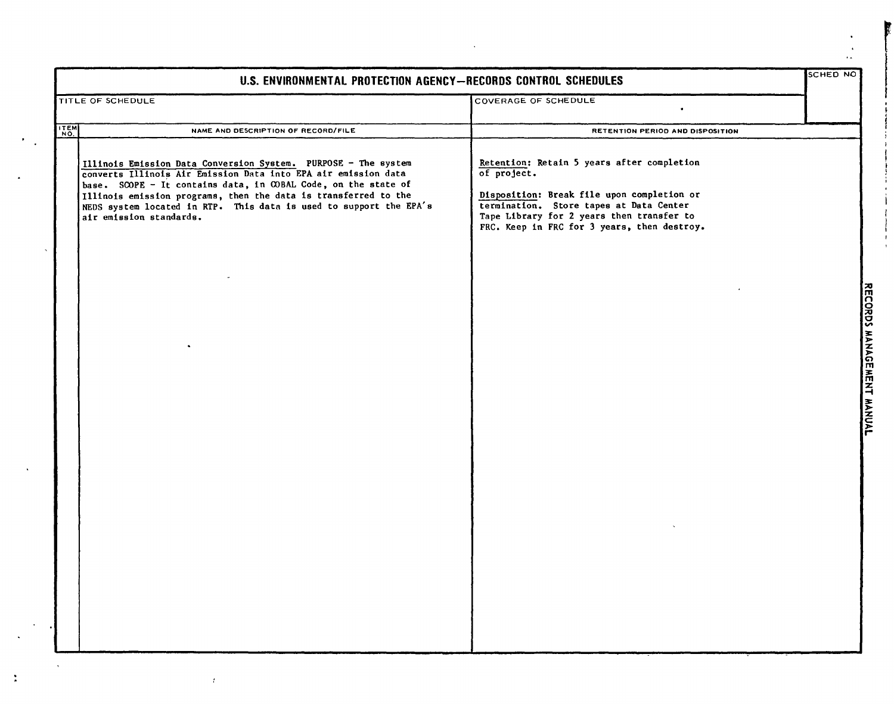# U.S. ENVIRONMENTAL PROTECTION AGENCY—RECORDS CONTROL SCHEDULES

| TITLE OF SCHEDULE | COVERAGE OF SCHEDULE | SCHED NO |
|---|---|---|
| | | |

| ITEM NO. | NAME AND DESCRIPTION OF RECORD/FILE | RETENTION PERIOD AND DISPOSITION |
|---|---|---|
| | Illinois Emission Data Conversion System. PURPOSE - The system converts Illinois Air Emission Data into EPA air emission data base. SCOPE - It contains data, in COBAL Code, on the state of Illinois emission programs, then the data is transferred to the NEDS system located in RTP. This data is used to support the EPA's air emission standards. | Retention: Retain 5 years after completion of project.<br><br>Disposition: Break file upon completion or termination. Store tapes at Data Center Tape Library for 2 years then transfer to FRC. Keep in FRC for 3 years, then destroy. |

RECORDS MANAGEMENT MANUAL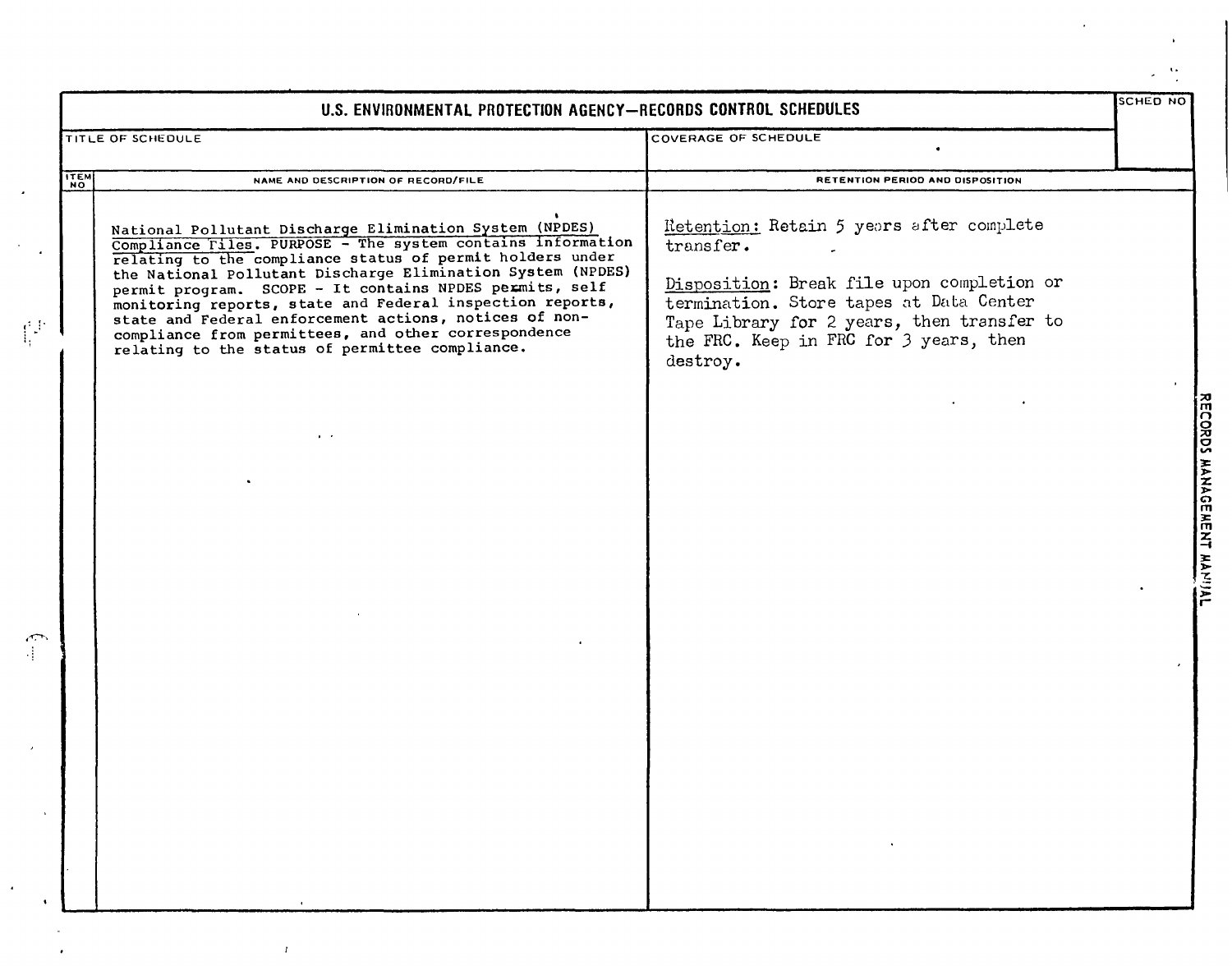# U.S. ENVIRONMENTAL PROTECTION AGENCY—RECORDS CONTROL SCHEDULES

| TITLE OF SCHEDULE | COVERAGE OF SCHEDULE | SCHED NO |
|---|---|---|
| | | |

| ITEM NO | NAME AND DESCRIPTION OF RECORD/FILE | RETENTION PERIOD AND DISPOSITION |
|---|---|---|
| | National Pollutant Discharge Elimination System (NPDES) Compliance Files. PURPOSE - The system contains information relating to the compliance status of permit holders under the National Pollutant Discharge Elimination System (NPDES) permit program. SCOPE - It contains NPDES permits, self monitoring reports, state and Federal inspection reports, state and Federal enforcement actions, notices of non-compliance from permittees, and other correspondence relating to the status of permittee compliance. | Retention: Retain 5 years after complete transfer.<br><br>Disposition: Break file upon completion or termination. Store tapes at Data Center Tape Library for 2 years, then transfer to the FRC. Keep in FRC for 3 years, then destroy. |

RECORDS MANAGEMENT MANUAL